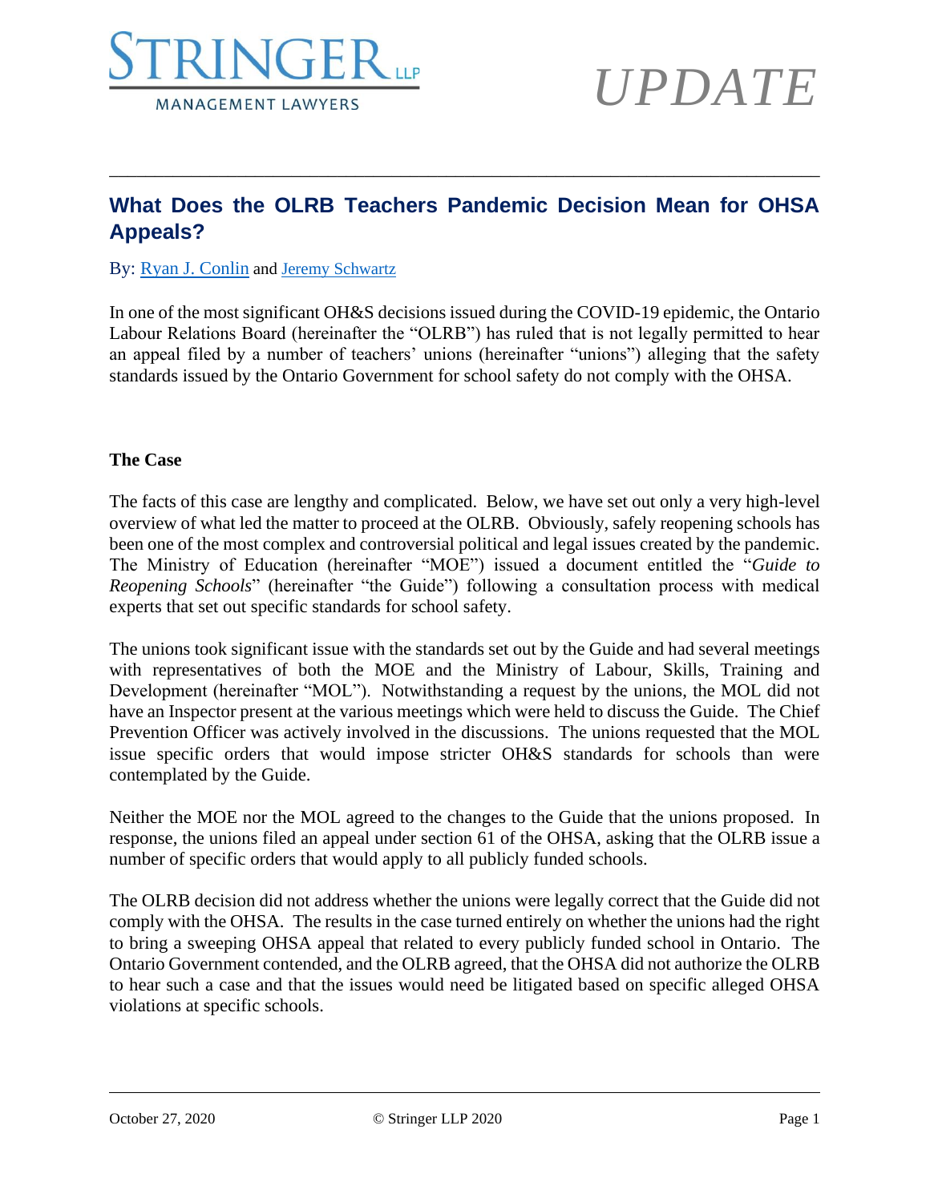STRINGER LLP
MANAGEMENT LAWYERS

*UPDATE*

---

## What Does the OLRB Teachers Pandemic Decision Mean for OHSA Appeals?

By: Ryan J. Conlin and Jeremy Schwartz

In one of the most significant OH&S decisions issued during the COVID-19 epidemic, the Ontario Labour Relations Board (hereinafter the "OLRB") has ruled that is not legally permitted to hear an appeal filed by a number of teachers' unions (hereinafter "unions") alleging that the safety standards issued by the Ontario Government for school safety do not comply with the OHSA.

**The Case**

The facts of this case are lengthy and complicated. Below, we have set out only a very high-level overview of what led the matter to proceed at the OLRB. Obviously, safely reopening schools has been one of the most complex and controversial political and legal issues created by the pandemic. The Ministry of Education (hereinafter "MOE") issued a document entitled the "*Guide to Reopening Schools*" (hereinafter "the Guide") following a consultation process with medical experts that set out specific standards for school safety.

The unions took significant issue with the standards set out by the Guide and had several meetings with representatives of both the MOE and the Ministry of Labour, Skills, Training and Development (hereinafter "MOL"). Notwithstanding a request by the unions, the MOL did not have an Inspector present at the various meetings which were held to discuss the Guide. The Chief Prevention Officer was actively involved in the discussions. The unions requested that the MOL issue specific orders that would impose stricter OH&S standards for schools than were contemplated by the Guide.

Neither the MOE nor the MOL agreed to the changes to the Guide that the unions proposed. In response, the unions filed an appeal under section 61 of the OHSA, asking that the OLRB issue a number of specific orders that would apply to all publicly funded schools.

The OLRB decision did not address whether the unions were legally correct that the Guide did not comply with the OHSA. The results in the case turned entirely on whether the unions had the right to bring a sweeping OHSA appeal that related to every publicly funded school in Ontario. The Ontario Government contended, and the OLRB agreed, that the OHSA did not authorize the OLRB to hear such a case and that the issues would need be litigated based on specific alleged OHSA violations at specific schools.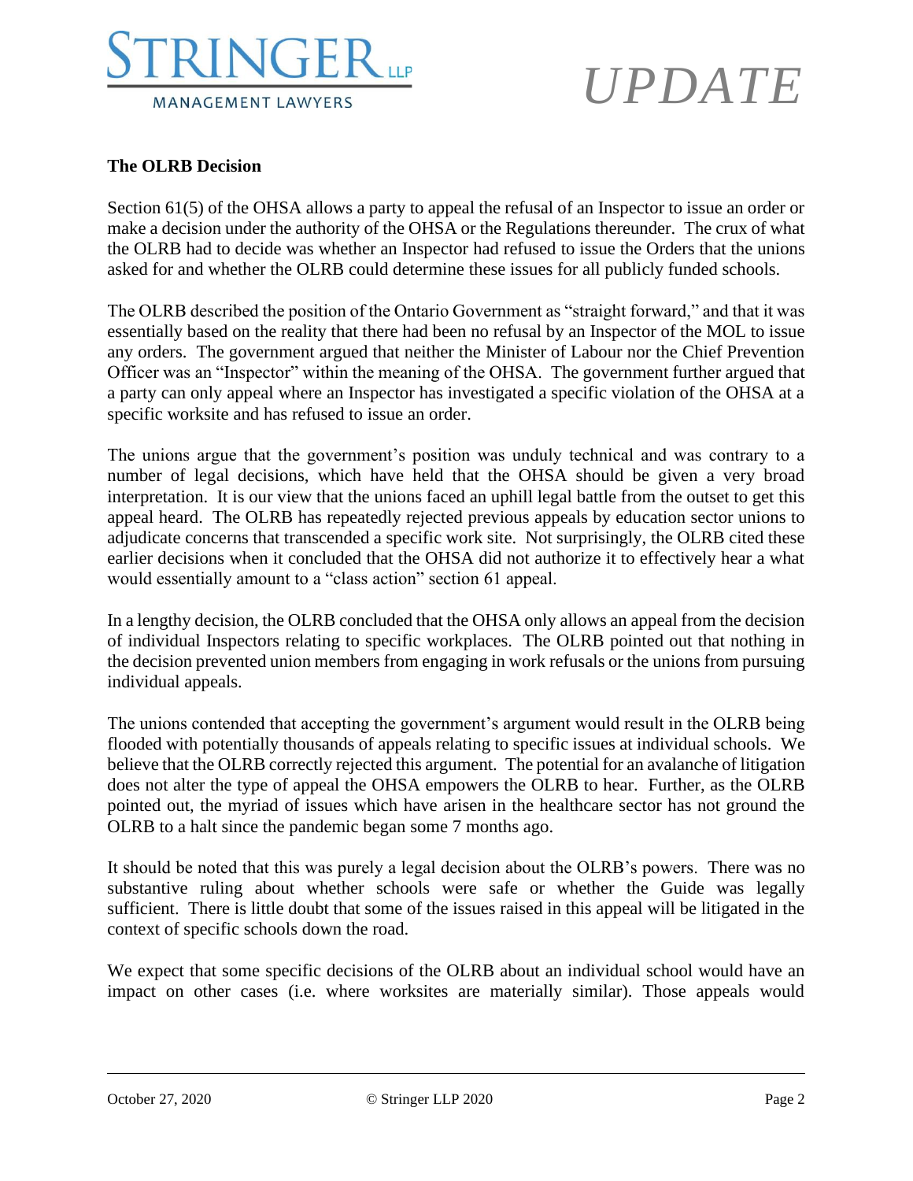## The OLRB Decision

Section 61(5) of the OHSA allows a party to appeal the refusal of an Inspector to issue an order or make a decision under the authority of the OHSA or the Regulations thereunder. The crux of what the OLRB had to decide was whether an Inspector had refused to issue the Orders that the unions asked for and whether the OLRB could determine these issues for all publicly funded schools.

The OLRB described the position of the Ontario Government as "straight forward," and that it was essentially based on the reality that there had been no refusal by an Inspector of the MOL to issue any orders. The government argued that neither the Minister of Labour nor the Chief Prevention Officer was an "Inspector" within the meaning of the OHSA. The government further argued that a party can only appeal where an Inspector has investigated a specific violation of the OHSA at a specific worksite and has refused to issue an order.

The unions argue that the government's position was unduly technical and was contrary to a number of legal decisions, which have held that the OHSA should be given a very broad interpretation. It is our view that the unions faced an uphill legal battle from the outset to get this appeal heard. The OLRB has repeatedly rejected previous appeals by education sector unions to adjudicate concerns that transcended a specific work site. Not surprisingly, the OLRB cited these earlier decisions when it concluded that the OHSA did not authorize it to effectively hear a what would essentially amount to a "class action" section 61 appeal.

In a lengthy decision, the OLRB concluded that the OHSA only allows an appeal from the decision of individual Inspectors relating to specific workplaces. The OLRB pointed out that nothing in the decision prevented union members from engaging in work refusals or the unions from pursuing individual appeals.

The unions contended that accepting the government's argument would result in the OLRB being flooded with potentially thousands of appeals relating to specific issues at individual schools. We believe that the OLRB correctly rejected this argument. The potential for an avalanche of litigation does not alter the type of appeal the OHSA empowers the OLRB to hear. Further, as the OLRB pointed out, the myriad of issues which have arisen in the healthcare sector has not ground the OLRB to a halt since the pandemic began some 7 months ago.

It should be noted that this was purely a legal decision about the OLRB's powers. There was no substantive ruling about whether schools were safe or whether the Guide was legally sufficient. There is little doubt that some of the issues raised in this appeal will be litigated in the context of specific schools down the road.

We expect that some specific decisions of the OLRB about an individual school would have an impact on other cases (i.e. where worksites are materially similar). Those appeals would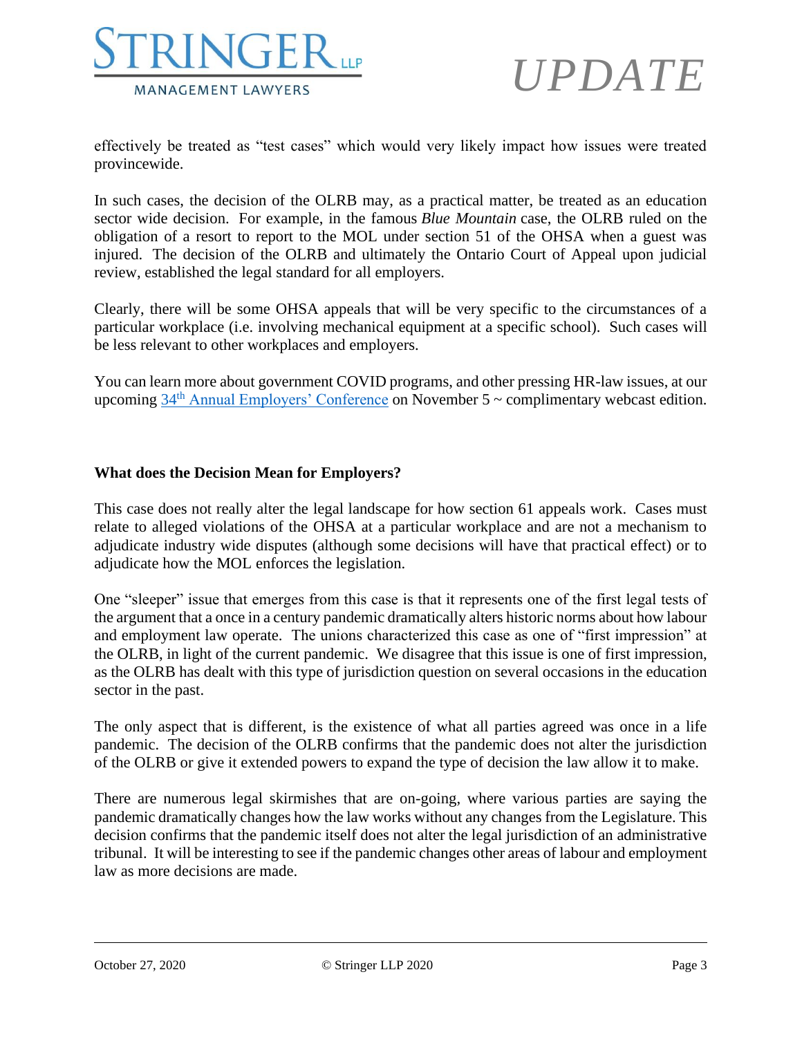effectively be treated as "test cases" which would very likely impact how issues were treated provincewide.

In such cases, the decision of the OLRB may, as a practical matter, be treated as an education sector wide decision. For example, in the famous *Blue Mountain* case, the OLRB ruled on the obligation of a resort to report to the MOL under section 51 of the OHSA when a guest was injured. The decision of the OLRB and ultimately the Ontario Court of Appeal upon judicial review, established the legal standard for all employers.

Clearly, there will be some OHSA appeals that will be very specific to the circumstances of a particular workplace (i.e. involving mechanical equipment at a specific school). Such cases will be less relevant to other workplaces and employers.

You can learn more about government COVID programs, and other pressing HR-law issues, at our upcoming 34th Annual Employers' Conference on November 5 ~ complimentary webcast edition.

**What does the Decision Mean for Employers?**

This case does not really alter the legal landscape for how section 61 appeals work. Cases must relate to alleged violations of the OHSA at a particular workplace and are not a mechanism to adjudicate industry wide disputes (although some decisions will have that practical effect) or to adjudicate how the MOL enforces the legislation.

One "sleeper" issue that emerges from this case is that it represents one of the first legal tests of the argument that a once in a century pandemic dramatically alters historic norms about how labour and employment law operate. The unions characterized this case as one of "first impression" at the OLRB, in light of the current pandemic. We disagree that this issue is one of first impression, as the OLRB has dealt with this type of jurisdiction question on several occasions in the education sector in the past.

The only aspect that is different, is the existence of what all parties agreed was once in a life pandemic. The decision of the OLRB confirms that the pandemic does not alter the jurisdiction of the OLRB or give it extended powers to expand the type of decision the law allow it to make.

There are numerous legal skirmishes that are on-going, where various parties are saying the pandemic dramatically changes how the law works without any changes from the Legislature. This decision confirms that the pandemic itself does not alter the legal jurisdiction of an administrative tribunal. It will be interesting to see if the pandemic changes other areas of labour and employment law as more decisions are made.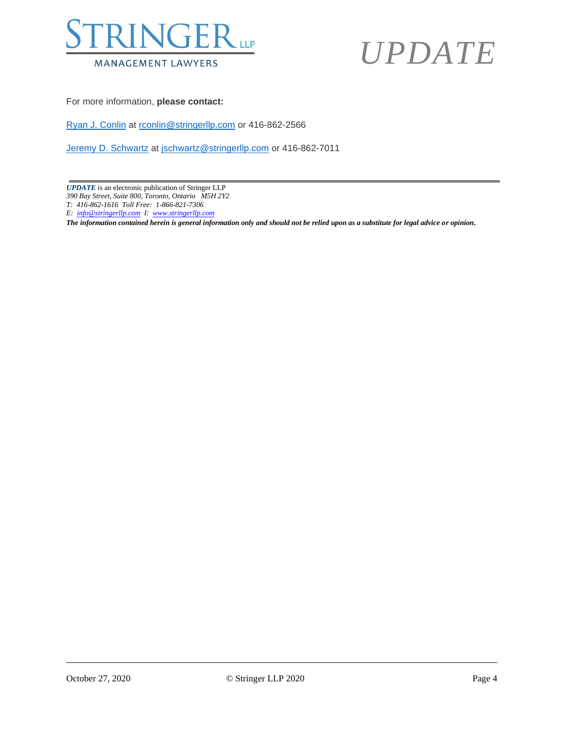For more information, **please contact:**

[Ryan J. Conlin](Ryan J. Conlin) at rconlin@stringerllp.com or 416-862-2566

[Jeremy D. Schwartz](Jeremy D. Schwartz) at jschwartz@stringerllp.com or 416-862-7011

---

***UPDATE*** is an electronic publication of Stringer LLP
*390 Bay Street, Suite 800, Toronto, Ontario M5H 2Y2*
*T: 416-862-1616 Toll Free: 1-866-821-7306*
*E: info@stringerllp.com I: www.stringerllp.com*
***The information contained herein is general information only and should not be relied upon as a substitute for legal advice or opinion.***